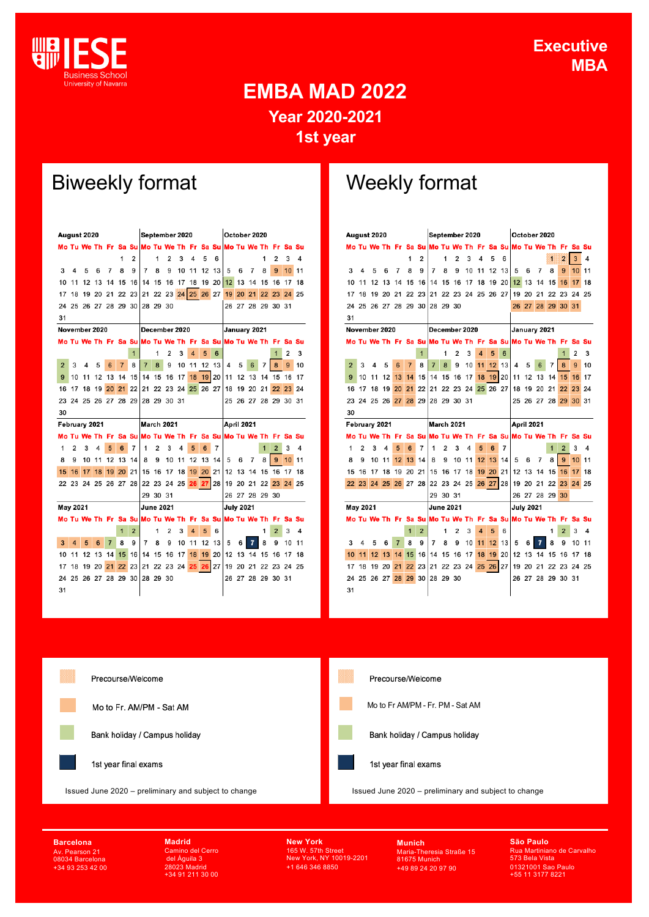# EMBA MAD 2022

Executive MBA

## Year 2020-2021

## 1st year

## Biweekly format

### August 2020

| Mo | Tu | We | Th | Fr | Sa | Su |
|---|---|---|---|---|---|---|
| | | | | | 1 | 2 |
| 3 | 4 | 5 | 6 | 7 | 8 | 9 |
| 10 | 11 | 12 | 13 | 14 | 15 | 16 |
| 17 | 18 | 19 | 20 | 21 | 22 | 23 |
| 24 | 25 | 26 | 27 | 28 | 29 | 30 |
| 31 | | | | | | |

### September 2020

| Mo | Tu | We | Th | Fr | Sa | Su |
|---|---|---|---|---|---|---|
| | 1 | 2 | 3 | 4 | 5 | 6 |
| 7 | 8 | 9 | 10 | 11 | 12 | 13 |
| 14 | 15 | 16 | 17 | 18 | 19 | 20 |
| 21 | 22 | 23 | 24 | 25 | 26 | 27 |
| 28 | 29 | 30 | | | | |

### October 2020

| Mo | Tu | We | Th | Fr | Sa | Su |
|---|---|---|---|---|---|---|
| | | | 1 | 2 | 3 | 4 |
| 5 | 6 | 7 | 8 | 9 | 10 | 11 |
| 12 | 13 | 14 | 15 | 16 | 17 | 18 |
| 19 | 20 | 21 | 22 | 23 | 24 | 25 |
| 26 | 27 | 28 | 29 | 30 | 31 | |

### November 2020

| Mo | Tu | We | Th | Fr | Sa | Su |
|---|---|---|---|---|---|---|
| | | | | | | 1 |
| 2 | 3 | 4 | 5 | 6 | 7 | 8 |
| 9 | 10 | 11 | 12 | 13 | 14 | 15 |
| 16 | 17 | 18 | 19 | 20 | 21 | 22 |
| 23 | 24 | 25 | 26 | 27 | 28 | 29 |
| 30 | | | | | | |

### December 2020

| Mo | Tu | We | Th | Fr | Sa | Su |
|---|---|---|---|---|---|---|
| | 1 | 2 | 3 | 4 | 5 | 6 |
| 7 | 8 | 9 | 10 | 11 | 12 | 13 |
| 14 | 15 | 16 | 17 | 18 | 19 | 20 |
| 21 | 22 | 23 | 24 | 25 | 26 | 27 |
| 28 | 29 | 30 | 31 | | | |

### January 2021

| Mo | Tu | We | Th | Fr | Sa | Su |
|---|---|---|---|---|---|---|
| | | | | 1 | 2 | 3 |
| 4 | 5 | 6 | 7 | 8 | 9 | 10 |
| 11 | 12 | 13 | 14 | 15 | 16 | 17 |
| 18 | 19 | 20 | 21 | 22 | 23 | 24 |
| 25 | 26 | 27 | 28 | 29 | 30 | 31 |

### February 2021

| Mo | Tu | We | Th | Fr | Sa | Su |
|---|---|---|---|---|---|---|
| 1 | 2 | 3 | 4 | 5 | 6 | 7 |
| 8 | 9 | 10 | 11 | 12 | 13 | 14 |
| 15 | 16 | 17 | 18 | 19 | 20 | 21 |
| 22 | 23 | 24 | 25 | 26 | 27 | 28 |

### March 2021

| Mo | Tu | We | Th | Fr | Sa | Su |
|---|---|---|---|---|---|---|
| 1 | 2 | 3 | 4 | 5 | 6 | 7 |
| 8 | 9 | 10 | 11 | 12 | 13 | 14 |
| 15 | 16 | 17 | 18 | 19 | 20 | 21 |
| 22 | 23 | 24 | 25 | 26 | 27 | 28 |
| 29 | 30 | 31 | | | | |

### April 2021

| Mo | Tu | We | Th | Fr | Sa | Su |
|---|---|---|---|---|---|---|
| | | | 1 | 2 | 3 | 4 |
| 5 | 6 | 7 | 8 | 9 | 10 | 11 |
| 12 | 13 | 14 | 15 | 16 | 17 | 18 |
| 19 | 20 | 21 | 22 | 23 | 24 | 25 |
| 26 | 27 | 28 | 29 | 30 | | |

### May 2021

| Mo | Tu | We | Th | Fr | Sa | Su |
|---|---|---|---|---|---|---|
| | | | | | 1 | 2 |
| 3 | 4 | 5 | 6 | 7 | 8 | 9 |
| 10 | 11 | 12 | 13 | 14 | 15 | 16 |
| 17 | 18 | 19 | 20 | 21 | 22 | 23 |
| 24 | 25 | 26 | 27 | 28 | 29 | 30 |
| 31 | | | | | | |

### June 2021

| Mo | Tu | We | Th | Fr | Sa | Su |
|---|---|---|---|---|---|---|
| | 1 | 2 | 3 | 4 | 5 | 6 |
| 7 | 8 | 9 | 10 | 11 | 12 | 13 |
| 14 | 15 | 16 | 17 | 18 | 19 | 20 |
| 21 | 22 | 23 | 24 | 25 | 26 | 27 |
| 28 | 29 | 30 | | | | |

### July 2021

| Mo | Tu | We | Th | Fr | Sa | Su |
|---|---|---|---|---|---|---|
| | | | 1 | 2 | 3 | 4 |
| 5 | 6 | 7 | 8 | 9 | 10 | 11 |
| 12 | 13 | 14 | 15 | 16 | 17 | 18 |
| 19 | 20 | 21 | 22 | 23 | 24 | 25 |
| 26 | 27 | 28 | 29 | 30 | 31 | |

- Precourse/Welcome
- Mo to Fr. AM/PM - Sat AM
- Bank holiday / Campus holiday
- 1st year final exams

Issued June 2020 – preliminary and subject to change

## Weekly format

(Same calendar months August 2020 – July 2021 as above.)

- Precourse/Welcome
- Mo to Fr AM/PM - Fr. PM - Sat AM
- Bank holiday / Campus holiday
- 1st year final exams

Issued June 2020 – preliminary and subject to change

**Barcelona**
Av. Pearson 21
08034 Barcelona
+34 93 253 42 00

**Madrid**
Camino del Cerro del Águila 3
28023 Madrid
+34 91 211 30 00

**New York**
165 W. 57th Street
New York, NY 10019-2201
+1 646 346 8850

**Munich**
Maria-Theresia Straße 15
81675 Munich
+49 89 24 20 97 90

**São Paulo**
Rua Martiniano de Carvalho 573 Bela Vista
01321001 Sao Paulo
+55 11 3177 8221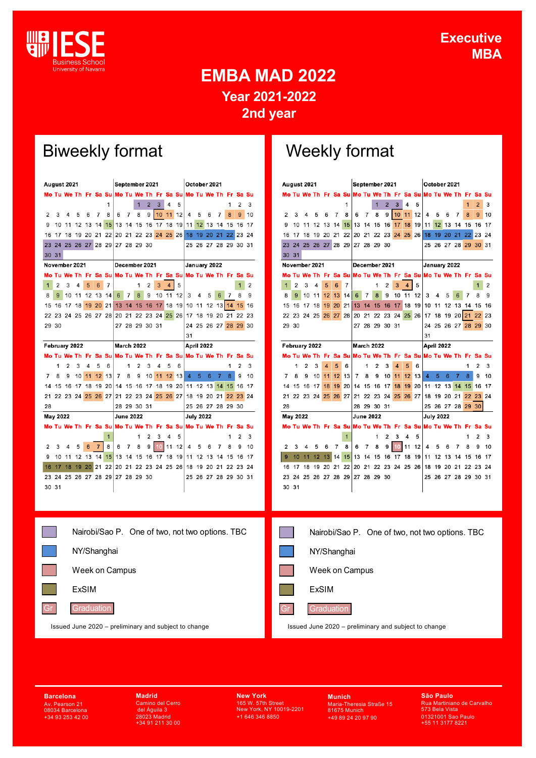# EMBA MAD 2022

**Executive MBA**

## Year 2021-2022

## 2nd year

## Biweekly format

**August 2021**

| Mo | Tu | We | Th | Fr | Sa | Su |
|---|---|---|---|---|---|---|
| | | | | | | 1 |
| 2 | 3 | 4 | 5 | 6 | 7 | 8 |
| 9 | 10 | 11 | 12 | 13 | 14 | 15 |
| 16 | 17 | 18 | 19 | 20 | 21 | 22 |
| 23 | 24 | 25 | 26 | 27 | 28 | 29 |
| 30 | 31 | | | | | |

**September 2021**

| Mo | Tu | We | Th | Fr | Sa | Su |
|---|---|---|---|---|---|---|
| | | 1 | 2 | 3 | 4 | 5 |
| 6 | 7 | 8 | 9 | 10 | 11 | 12 |
| 13 | 14 | 15 | 16 | 17 | 18 | 19 |
| 20 | 21 | 22 | 23 | 24 | 25 | 26 |
| 27 | 28 | 29 | 30 | | | |

**October 2021**

| Mo | Tu | We | Th | Fr | Sa | Su |
|---|---|---|---|---|---|---|
| | | | | 1 | 2 | 3 |
| 4 | 5 | 6 | 7 | 8 | 9 | 10 |
| 11 | 12 | 13 | 14 | 15 | 16 | 17 |
| 18 | 19 | 20 | 21 | 22 | 23 | 24 |
| 25 | 26 | 27 | 28 | 29 | 30 | 31 |

**November 2021**

| Mo | Tu | We | Th | Fr | Sa | Su |
|---|---|---|---|---|---|---|
| 1 | 2 | 3 | 4 | 5 | 6 | 7 |
| 8 | 9 | 10 | 11 | 12 | 13 | 14 |
| 15 | 16 | 17 | 18 | 19 | 20 | 21 |
| 22 | 23 | 24 | 25 | 26 | 27 | 28 |
| 29 | 30 | | | | | |

**December 2021**

| Mo | Tu | We | Th | Fr | Sa | Su |
|---|---|---|---|---|---|---|
| | | 1 | 2 | 3 | 4 | 5 |
| 6 | 7 | 8 | 9 | 10 | 11 | 12 |
| 13 | 14 | 15 | 16 | 17 | 18 | 19 |
| 20 | 21 | 22 | 23 | 24 | 25 | 26 |
| 27 | 28 | 29 | 30 | 31 | | |

**January 2022**

| Mo | Tu | We | Th | Fr | Sa | Su |
|---|---|---|---|---|---|---|
| | | | | | 1 | 2 |
| 3 | 4 | 5 | 6 | 7 | 8 | 9 |
| 10 | 11 | 12 | 13 | 14 | 15 | 16 |
| 17 | 18 | 19 | 20 | 21 | 22 | 23 |
| 24 | 25 | 26 | 27 | 28 | 29 | 30 |
| 31 | | | | | | |

**February 2022**

| Mo | Tu | We | Th | Fr | Sa | Su |
|---|---|---|---|---|---|---|
| | 1 | 2 | 3 | 4 | 5 | 6 |
| 7 | 8 | 9 | 10 | 11 | 12 | 13 |
| 14 | 15 | 16 | 17 | 18 | 19 | 20 |
| 21 | 22 | 23 | 24 | 25 | 26 | 27 |
| 28 | | | | | | |

**March 2022**

| Mo | Tu | We | Th | Fr | Sa | Su |
|---|---|---|---|---|---|---|
| | 1 | 2 | 3 | 4 | 5 | 6 |
| 7 | 8 | 9 | 10 | 11 | 12 | 13 |
| 14 | 15 | 16 | 17 | 18 | 19 | 20 |
| 21 | 22 | 23 | 24 | 25 | 26 | 27 |
| 28 | 29 | 30 | 31 | | | |

**April 2022**

| Mo | Tu | We | Th | Fr | Sa | Su |
|---|---|---|---|---|---|---|
| | | | | 1 | 2 | 3 |
| 4 | 5 | 6 | 7 | 8 | 9 | 10 |
| 11 | 12 | 13 | 14 | 15 | 16 | 17 |
| 18 | 19 | 20 | 21 | 22 | 23 | 24 |
| 25 | 26 | 27 | 28 | 29 | 30 | |

**May 2022**

| Mo | Tu | We | Th | Fr | Sa | Su |
|---|---|---|---|---|---|---|
| | | | | | | 1 |
| 2 | 3 | 4 | 5 | 6 | 7 | 8 |
| 9 | 10 | 11 | 12 | 13 | 14 | 15 |
| 16 | 17 | 18 | 19 | 20 | 21 | 22 |
| 23 | 24 | 25 | 26 | 27 | 28 | 29 |
| 30 | 31 | | | | | |

**June 2022**

| Mo | Tu | We | Th | Fr | Sa | Su |
|---|---|---|---|---|---|---|
| | | 1 | 2 | 3 | 4 | 5 |
| 6 | 7 | 8 | 9 | 10 | 11 | 12 |
| 13 | 14 | 15 | 16 | 17 | 18 | 19 |
| 20 | 21 | 22 | 23 | 24 | 25 | 26 |
| 27 | 28 | 29 | 30 | | | |

**July 2022**

| Mo | Tu | We | Th | Fr | Sa | Su |
|---|---|---|---|---|---|---|
| | | | | 1 | 2 | 3 |
| 4 | 5 | 6 | 7 | 8 | 9 | 10 |
| 11 | 12 | 13 | 14 | 15 | 16 | 17 |
| 18 | 19 | 20 | 21 | 22 | 23 | 24 |
| 25 | 26 | 27 | 28 | 29 | 30 | 31 |

- Nairobi/Sao P. One of two, not two options. TBC
- NY/Shanghai
- Week on Campus
- ExSIM
- Gr Graduation

Issued June 2020 – preliminary and subject to change

## Weekly format

**August 2021**

| Mo | Tu | We | Th | Fr | Sa | Su |
|---|---|---|---|---|---|---|
| | | | | | | 1 |
| 2 | 3 | 4 | 5 | 6 | 7 | 8 |
| 9 | 10 | 11 | 12 | 13 | 14 | 15 |
| 16 | 17 | 18 | 19 | 20 | 21 | 22 |
| 23 | 24 | 25 | 26 | 27 | 28 | 29 |
| 30 | 31 | | | | | |

**September 2021**

| Mo | Tu | We | Th | Fr | Sa | Su |
|---|---|---|---|---|---|---|
| | | 1 | 2 | 3 | 4 | 5 |
| 6 | 7 | 8 | 9 | 10 | 11 | 12 |
| 13 | 14 | 15 | 16 | 17 | 18 | 19 |
| 20 | 21 | 22 | 23 | 24 | 25 | 26 |
| 27 | 28 | 29 | 30 | | | |

**October 2021**

| Mo | Tu | We | Th | Fr | Sa | Su |
|---|---|---|---|---|---|---|
| | | | | 1 | 2 | 3 |
| 4 | 5 | 6 | 7 | 8 | 9 | 10 |
| 11 | 12 | 13 | 14 | 15 | 16 | 17 |
| 18 | 19 | 20 | 21 | 22 | 23 | 24 |
| 25 | 26 | 27 | 28 | 29 | 30 | 31 |

**November 2021**

| Mo | Tu | We | Th | Fr | Sa | Su |
|---|---|---|---|---|---|---|
| 1 | 2 | 3 | 4 | 5 | 6 | 7 |
| 8 | 9 | 10 | 11 | 12 | 13 | 14 |
| 15 | 16 | 17 | 18 | 19 | 20 | 21 |
| 22 | 23 | 24 | 25 | 26 | 27 | 28 |
| 29 | 30 | | | | | |

**December 2021**

| Mo | Tu | We | Th | Fr | Sa | Su |
|---|---|---|---|---|---|---|
| | | 1 | 2 | 3 | 4 | 5 |
| 6 | 7 | 8 | 9 | 10 | 11 | 12 |
| 13 | 14 | 15 | 16 | 17 | 18 | 19 |
| 20 | 21 | 22 | 23 | 24 | 25 | 26 |
| 27 | 28 | 29 | 30 | 31 | | |

**January 2022**

| Mo | Tu | We | Th | Fr | Sa | Su |
|---|---|---|---|---|---|---|
| | | | | | 1 | 2 |
| 3 | 4 | 5 | 6 | 7 | 8 | 9 |
| 10 | 11 | 12 | 13 | 14 | 15 | 16 |
| 17 | 18 | 19 | 20 | 21 | 22 | 23 |
| 24 | 25 | 26 | 27 | 28 | 29 | 30 |
| 31 | | | | | | |

**February 2022**

| Mo | Tu | We | Th | Fr | Sa | Su |
|---|---|---|---|---|---|---|
| | 1 | 2 | 3 | 4 | 5 | 6 |
| 7 | 8 | 9 | 10 | 11 | 12 | 13 |
| 14 | 15 | 16 | 17 | 18 | 19 | 20 |
| 21 | 22 | 23 | 24 | 25 | 26 | 27 |
| 28 | | | | | | |

**March 2022**

| Mo | Tu | We | Th | Fr | Sa | Su |
|---|---|---|---|---|---|---|
| | 1 | 2 | 3 | 4 | 5 | 6 |
| 7 | 8 | 9 | 10 | 11 | 12 | 13 |
| 14 | 15 | 16 | 17 | 18 | 19 | 20 |
| 21 | 22 | 23 | 24 | 25 | 26 | 27 |
| 28 | 29 | 30 | 31 | | | |

**April 2022**

| Mo | Tu | We | Th | Fr | Sa | Su |
|---|---|---|---|---|---|---|
| | | | | 1 | 2 | 3 |
| 4 | 5 | 6 | 7 | 8 | 9 | 10 |
| 11 | 12 | 13 | 14 | 15 | 16 | 17 |
| 18 | 19 | 20 | 21 | 22 | 23 | 24 |
| 25 | 26 | 27 | 28 | 29 | 30 | |

**May 2022**

| Mo | Tu | We | Th | Fr | Sa | Su |
|---|---|---|---|---|---|---|
| | | | | | | 1 |
| 2 | 3 | 4 | 5 | 6 | 7 | 8 |
| 9 | 10 | 11 | 12 | 13 | 14 | 15 |
| 16 | 17 | 18 | 19 | 20 | 21 | 22 |
| 23 | 24 | 25 | 26 | 27 | 28 | 29 |
| 30 | 31 | | | | | |

**June 2022**

| Mo | Tu | We | Th | Fr | Sa | Su |
|---|---|---|---|---|---|---|
| | | 1 | 2 | 3 | 4 | 5 |
| 6 | 7 | 8 | 9 | 10 | 11 | 12 |
| 13 | 14 | 15 | 16 | 17 | 18 | 19 |
| 20 | 21 | 22 | 23 | 24 | 25 | 26 |
| 27 | 28 | 29 | 30 | | | |

**July 2022**

| Mo | Tu | We | Th | Fr | Sa | Su |
|---|---|---|---|---|---|---|
| | | | | 1 | 2 | 3 |
| 4 | 5 | 6 | 7 | 8 | 9 | 10 |
| 11 | 12 | 13 | 14 | 15 | 16 | 17 |
| 18 | 19 | 20 | 21 | 22 | 23 | 24 |
| 25 | 26 | 27 | 28 | 29 | 30 | 31 |

- Nairobi/Sao P. One of two, not two options. TBC
- NY/Shanghai
- Week on Campus
- ExSIM
- Gr Graduation

Issued June 2020 – preliminary and subject to change

---

**Barcelona**
Av. Pearson 21
08034 Barcelona
+34 93 253 42 00

**Madrid**
Camino del Cerro del Águila 3
28023 Madrid
+34 91 211 30 00

**New York**
165 W. 57th Street
New York, NY 10019-2201
+1 646 346 8850

**Munich**
Maria-Theresia Straße 15
81675 Munich
+49 89 24 20 97 90

**São Paulo**
Rua Martiniano de Carvalho 573 Bela Vista
01321001 Sao Paulo
+55 11 3177 8221